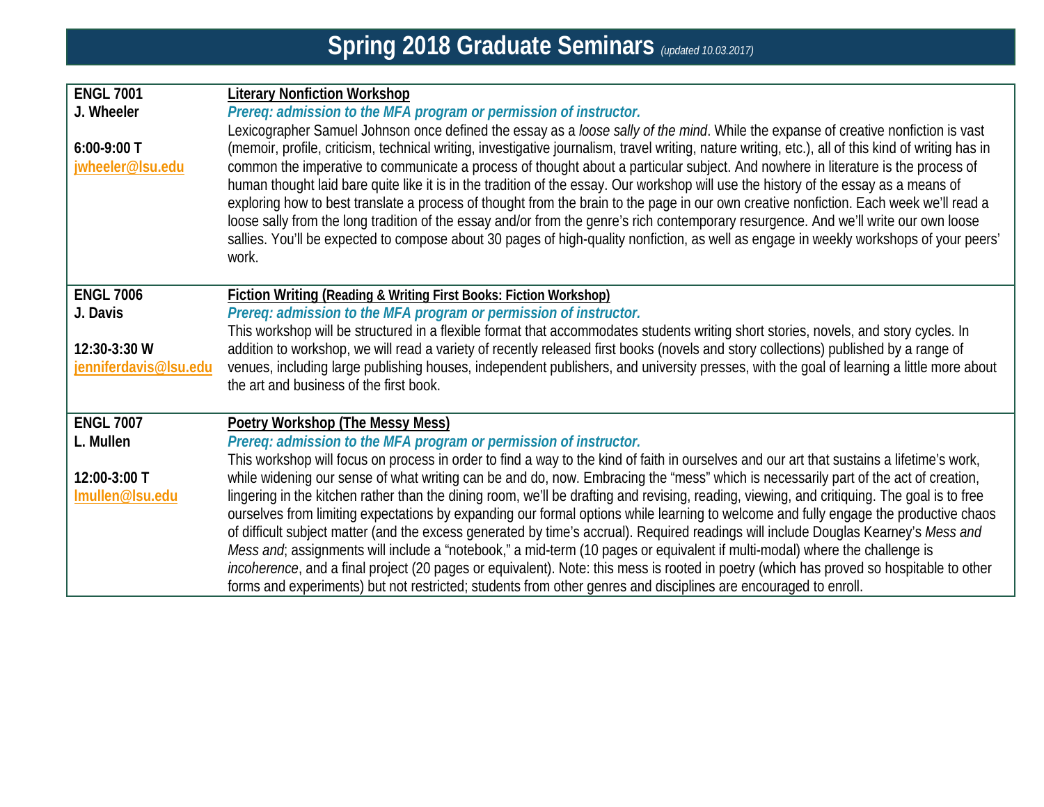# Spring 2018 Graduate Seminars *(updated 10.03.2017)*

| | |
|---|---|
| **ENGL 7001**<br>**J. Wheeler**<br><br>**6:00-9:00 T**<br>**jwheeler@lsu.edu** | **Literary Nonfiction Workshop**<br>***Prereq: admission to the MFA program or permission of instructor.***<br>Lexicographer Samuel Johnson once defined the essay as a *loose sally of the mind*. While the expanse of creative nonfiction is vast (memoir, profile, criticism, technical writing, investigative journalism, travel writing, nature writing, etc.), all of this kind of writing has in common the imperative to communicate a process of thought about a particular subject. And nowhere in literature is the process of human thought laid bare quite like it is in the tradition of the essay. Our workshop will use the history of the essay as a means of exploring how to best translate a process of thought from the brain to the page in our own creative nonfiction. Each week we'll read a loose sally from the long tradition of the essay and/or from the genre's rich contemporary resurgence. And we'll write our own loose sallies. You'll be expected to compose about 30 pages of high-quality nonfiction, as well as engage in weekly workshops of your peers' work. |
| **ENGL 7006**<br>**J. Davis**<br><br>**12:30-3:30 W**<br>**jenniferdavis@lsu.edu** | **Fiction Writing (Reading & Writing First Books: Fiction Workshop)**<br>***Prereq: admission to the MFA program or permission of instructor.***<br>This workshop will be structured in a flexible format that accommodates students writing short stories, novels, and story cycles. In addition to workshop, we will read a variety of recently released first books (novels and story collections) published by a range of venues, including large publishing houses, independent publishers, and university presses, with the goal of learning a little more about the art and business of the first book. |
| **ENGL 7007**<br>**L. Mullen**<br><br>**12:00-3:00 T**<br>**lmullen@lsu.edu** | **Poetry Workshop (The Messy Mess)**<br>***Prereq: admission to the MFA program or permission of instructor.***<br>This workshop will focus on process in order to find a way to the kind of faith in ourselves and our art that sustains a lifetime's work, while widening our sense of what writing can be and do, now. Embracing the "mess" which is necessarily part of the act of creation, lingering in the kitchen rather than the dining room, we'll be drafting and revising, reading, viewing, and critiquing. The goal is to free ourselves from limiting expectations by expanding our formal options while learning to welcome and fully engage the productive chaos of difficult subject matter (and the excess generated by time's accrual). Required readings will include Douglas Kearney's *Mess and Mess and*; assignments will include a "notebook," a mid-term (10 pages or equivalent if multi-modal) where the challenge is *incoherence*, and a final project (20 pages or equivalent). Note: this mess is rooted in poetry (which has proved so hospitable to other forms and experiments) but not restricted; students from other genres and disciplines are encouraged to enroll. |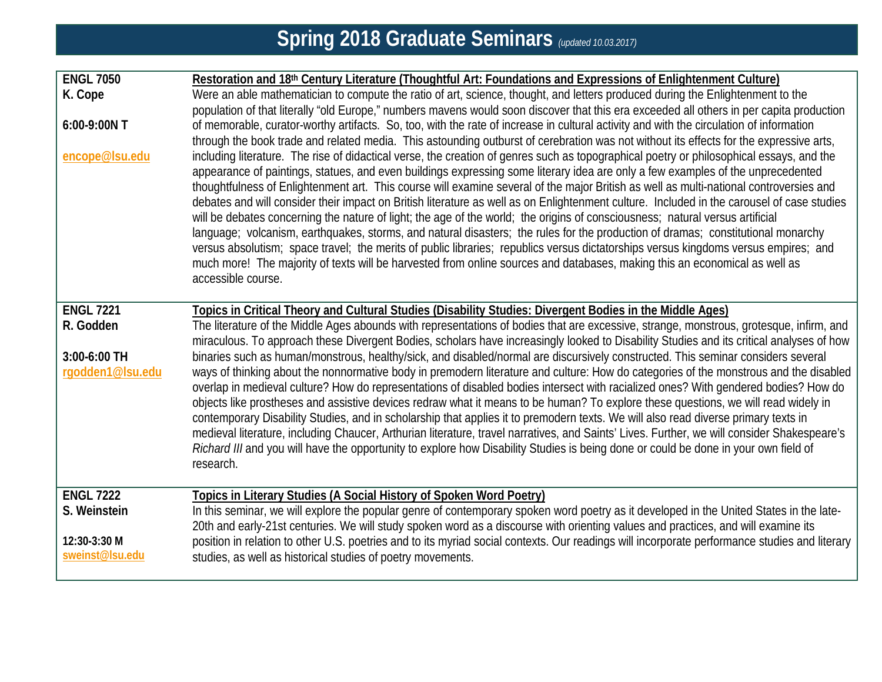# Spring 2018 Graduate Seminars *(updated 10.03.2017)*

| | |
|---|---|
| **ENGL 7050**<br>**K. Cope**<br><br>**6:00-9:00N T**<br><br>**encope@lsu.edu** | **Restoration and 18th Century Literature (Thoughtful Art: Foundations and Expressions of Enlightenment Culture)**<br>Were an able mathematician to compute the ratio of art, science, thought, and letters produced during the Enlightenment to the population of that literally "old Europe," numbers mavens would soon discover that this era exceeded all others in per capita production of memorable, curator-worthy artifacts. So, too, with the rate of increase in cultural activity and with the circulation of information through the book trade and related media. This astounding outburst of cerebration was not without its effects for the expressive arts, including literature. The rise of didactical verse, the creation of genres such as topographical poetry or philosophical essays, and the appearance of paintings, statues, and even buildings expressing some literary idea are only a few examples of the unprecedented thoughtfulness of Enlightenment art. This course will examine several of the major British as well as multi-national controversies and debates and will consider their impact on British literature as well as on Enlightenment culture. Included in the carousel of case studies will be debates concerning the nature of light; the age of the world; the origins of consciousness; natural versus artificial language; volcanism, earthquakes, storms, and natural disasters; the rules for the production of dramas; constitutional monarchy versus absolutism; space travel; the merits of public libraries; republics versus dictatorships versus kingdoms versus empires; and much more! The majority of texts will be harvested from online sources and databases, making this an economical as well as accessible course. |
| **ENGL 7221**<br>**R. Godden**<br><br>**3:00-6:00 TH**<br>**rgodden1@lsu.edu** | **Topics in Critical Theory and Cultural Studies (Disability Studies: Divergent Bodies in the Middle Ages)**<br>The literature of the Middle Ages abounds with representations of bodies that are excessive, strange, monstrous, grotesque, infirm, and miraculous. To approach these Divergent Bodies, scholars have increasingly looked to Disability Studies and its critical analyses of how binaries such as human/monstrous, healthy/sick, and disabled/normal are discursively constructed. This seminar considers several ways of thinking about the nonnormative body in premodern literature and culture: How do categories of the monstrous and the disabled overlap in medieval culture? How do representations of disabled bodies intersect with racialized ones? With gendered bodies? How do objects like prostheses and assistive devices redraw what it means to be human? To explore these questions, we will read widely in contemporary Disability Studies, and in scholarship that applies it to premodern texts. We will also read diverse primary texts in medieval literature, including Chaucer, Arthurian literature, travel narratives, and Saints' Lives. Further, we will consider Shakespeare's *Richard III* and you will have the opportunity to explore how Disability Studies is being done or could be done in your own field of research. |
| **ENGL 7222**<br>**S. Weinstein**<br><br>**12:30-3:30 M**<br>**sweinst@lsu.edu** | **Topics in Literary Studies (A Social History of Spoken Word Poetry)**<br>In this seminar, we will explore the popular genre of contemporary spoken word poetry as it developed in the United States in the late-20th and early-21st centuries. We will study spoken word as a discourse with orienting values and practices, and will examine its position in relation to other U.S. poetries and to its myriad social contexts. Our readings will incorporate performance studies and literary studies, as well as historical studies of poetry movements. |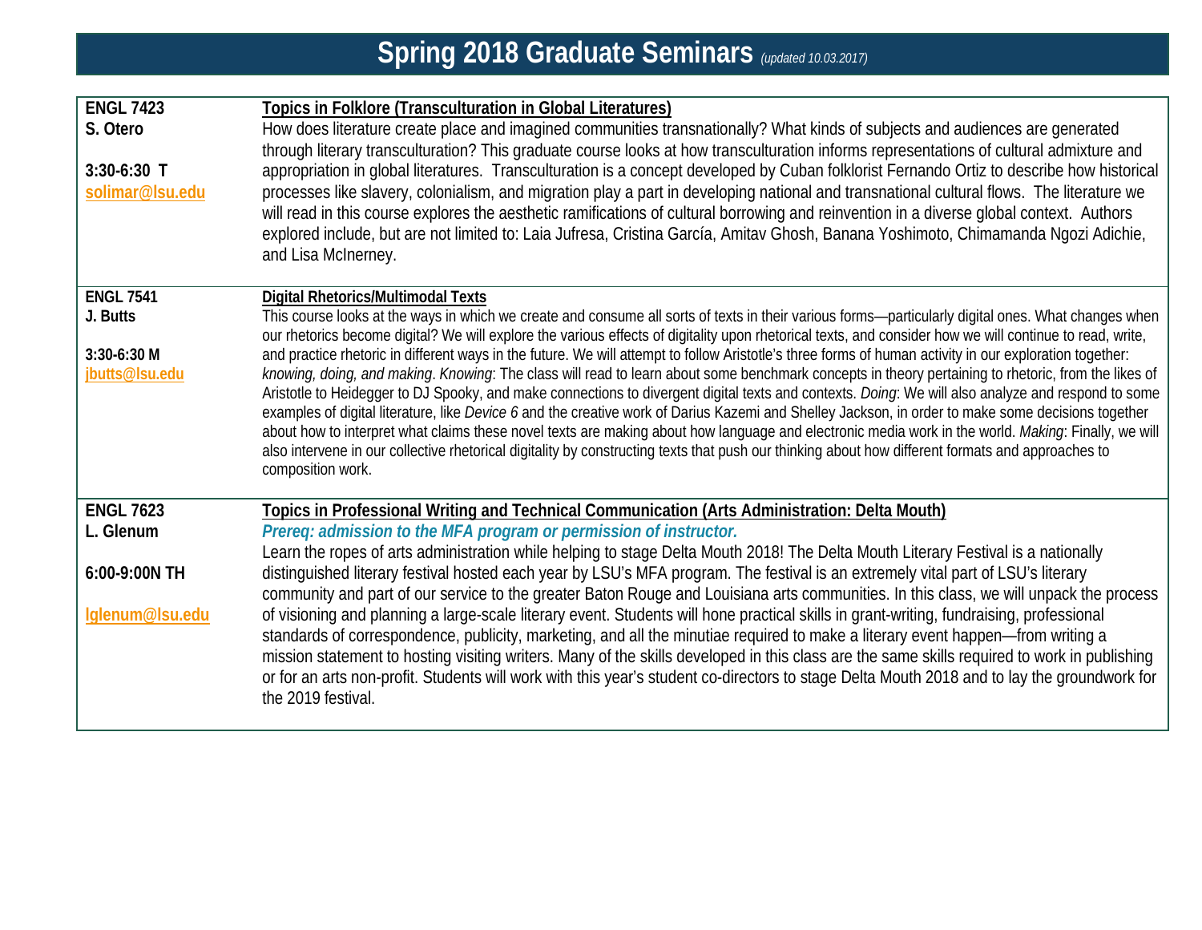# Spring 2018 Graduate Seminars *(updated 10.03.2017)*

**ENGL 7423**
**S. Otero**

**3:30-6:30 T**
solimar@lsu.edu

**Topics in Folklore (Transculturation in Global Literatures)**

How does literature create place and imagined communities transnationally? What kinds of subjects and audiences are generated through literary transculturation? This graduate course looks at how transculturation informs representations of cultural admixture and appropriation in global literatures. Transculturation is a concept developed by Cuban folklorist Fernando Ortiz to describe how historical processes like slavery, colonialism, and migration play a part in developing national and transnational cultural flows. The literature we will read in this course explores the aesthetic ramifications of cultural borrowing and reinvention in a diverse global context. Authors explored include, but are not limited to: Laia Jufresa, Cristina García, Amitav Ghosh, Banana Yoshimoto, Chimamanda Ngozi Adichie, and Lisa McInerney.

---

**ENGL 7541**
**J. Butts**

**3:30-6:30 M**
jbutts@lsu.edu

**Digital Rhetorics/Multimodal Texts**

This course looks at the ways in which we create and consume all sorts of texts in their various forms—particularly digital ones. What changes when our rhetorics become digital? We will explore the various effects of digitality upon rhetorical texts, and consider how we will continue to read, write, and practice rhetoric in different ways in the future. We will attempt to follow Aristotle's three forms of human activity in our exploration together: *knowing, doing, and making*. *Knowing*: The class will read to learn about some benchmark concepts in theory pertaining to rhetoric, from the likes of Aristotle to Heidegger to DJ Spooky, and make connections to divergent digital texts and contexts. *Doing*: We will also analyze and respond to some examples of digital literature, like *Device 6* and the creative work of Darius Kazemi and Shelley Jackson, in order to make some decisions together about how to interpret what claims these novel texts are making about how language and electronic media work in the world. *Making*: Finally, we will also intervene in our collective rhetorical digitality by constructing texts that push our thinking about how different formats and approaches to composition work.

---

**ENGL 7623**
**L. Glenum**

**6:00-9:00N TH**

lglenum@lsu.edu

**Topics in Professional Writing and Technical Communication (Arts Administration: Delta Mouth)**

***Prereq: admission to the MFA program or permission of instructor.***

Learn the ropes of arts administration while helping to stage Delta Mouth 2018! The Delta Mouth Literary Festival is a nationally distinguished literary festival hosted each year by LSU's MFA program. The festival is an extremely vital part of LSU's literary community and part of our service to the greater Baton Rouge and Louisiana arts communities. In this class, we will unpack the process of visioning and planning a large-scale literary event. Students will hone practical skills in grant-writing, fundraising, professional standards of correspondence, publicity, marketing, and all the minutiae required to make a literary event happen—from writing a mission statement to hosting visiting writers. Many of the skills developed in this class are the same skills required to work in publishing or for an arts non-profit. Students will work with this year's student co-directors to stage Delta Mouth 2018 and to lay the groundwork for the 2019 festival.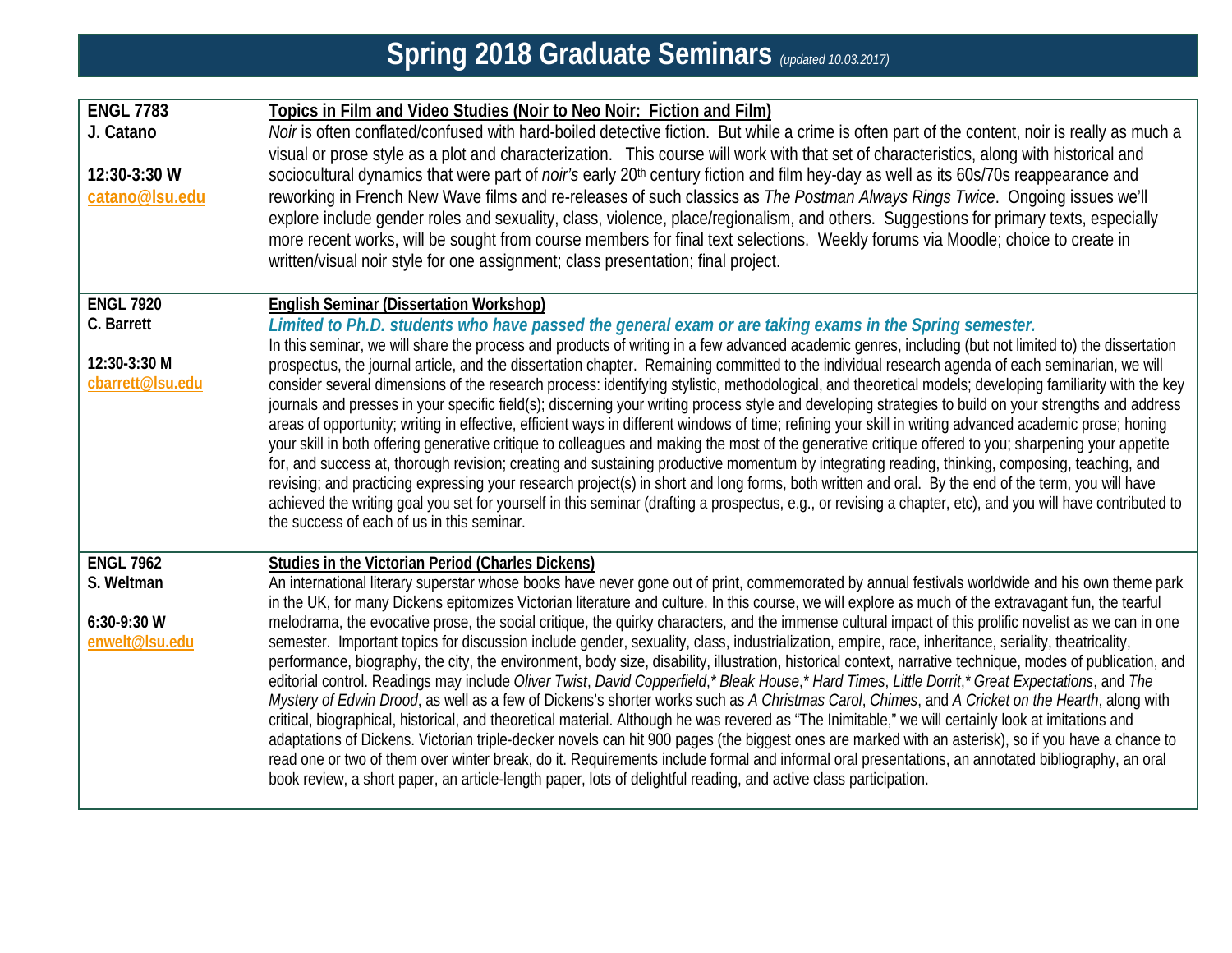# Spring 2018 Graduate Seminars *(updated 10.03.2017)*

| | |
|---|---|
| **ENGL 7783**<br>**J. Catano**<br><br>**12:30-3:30 W**<br>**catano@lsu.edu** | **Topics in Film and Video Studies (Noir to Neo Noir: Fiction and Film)**<br>*Noir* is often conflated/confused with hard-boiled detective fiction. But while a crime is often part of the content, noir is really as much a visual or prose style as a plot and characterization. This course will work with that set of characteristics, along with historical and sociocultural dynamics that were part of *noir's* early 20th century fiction and film hey-day as well as its 60s/70s reappearance and reworking in French New Wave films and re-releases of such classics as *The Postman Always Rings Twice*. Ongoing issues we'll explore include gender roles and sexuality, class, violence, place/regionalism, and others. Suggestions for primary texts, especially more recent works, will be sought from course members for final text selections. Weekly forums via Moodle; choice to create in written/visual noir style for one assignment; class presentation; final project. |
| **ENGL 7920**<br>**C. Barrett**<br><br>**12:30-3:30 M**<br>**cbarrett@lsu.edu** | **English Seminar (Dissertation Workshop)**<br>***Limited to Ph.D. students who have passed the general exam or are taking exams in the Spring semester.***<br>In this seminar, we will share the process and products of writing in a few advanced academic genres, including (but not limited to) the dissertation prospectus, the journal article, and the dissertation chapter. Remaining committed to the individual research agenda of each seminarian, we will consider several dimensions of the research process: identifying stylistic, methodological, and theoretical models; developing familiarity with the key journals and presses in your specific field(s); discerning your writing process style and developing strategies to build on your strengths and address areas of opportunity; writing in effective, efficient ways in different windows of time; refining your skill in writing advanced academic prose; honing your skill in both offering generative critique to colleagues and making the most of the generative critique offered to you; sharpening your appetite for, and success at, thorough revision; creating and sustaining productive momentum by integrating reading, thinking, composing, teaching, and revising; and practicing expressing your research project(s) in short and long forms, both written and oral. By the end of the term, you will have achieved the writing goal you set for yourself in this seminar (drafting a prospectus, e.g., or revising a chapter, etc), and you will have contributed to the success of each of us in this seminar. |
| **ENGL 7962**<br>**S. Weltman**<br><br>**6:30-9:30 W**<br>**enwelt@lsu.edu** | **Studies in the Victorian Period (Charles Dickens)**<br>An international literary superstar whose books have never gone out of print, commemorated by annual festivals worldwide and his own theme park in the UK, for many Dickens epitomizes Victorian literature and culture. In this course, we will explore as much of the extravagant fun, the tearful melodrama, the evocative prose, the social critique, the quirky characters, and the immense cultural impact of this prolific novelist as we can in one semester. Important topics for discussion include gender, sexuality, class, industrialization, empire, race, inheritance, seriality, theatricality, performance, biography, the city, the environment, body size, disability, illustration, historical context, narrative technique, modes of publication, and editorial control. Readings may include *Oliver Twist*, *David Copperfield*,* *Bleak House*,* *Hard Times*, *Little Dorrit*,* *Great Expectations*, and *The Mystery of Edwin Drood*, as well as a few of Dickens's shorter works such as *A Christmas Carol*, *Chimes*, and *A Cricket on the Hearth*, along with critical, biographical, historical, and theoretical material. Although he was revered as "The Inimitable," we will certainly look at imitations and adaptations of Dickens. Victorian triple-decker novels can hit 900 pages (the biggest ones are marked with an asterisk), so if you have a chance to read one or two of them over winter break, do it. Requirements include formal and informal oral presentations, an annotated bibliography, an oral book review, a short paper, an article-length paper, lots of delightful reading, and active class participation. |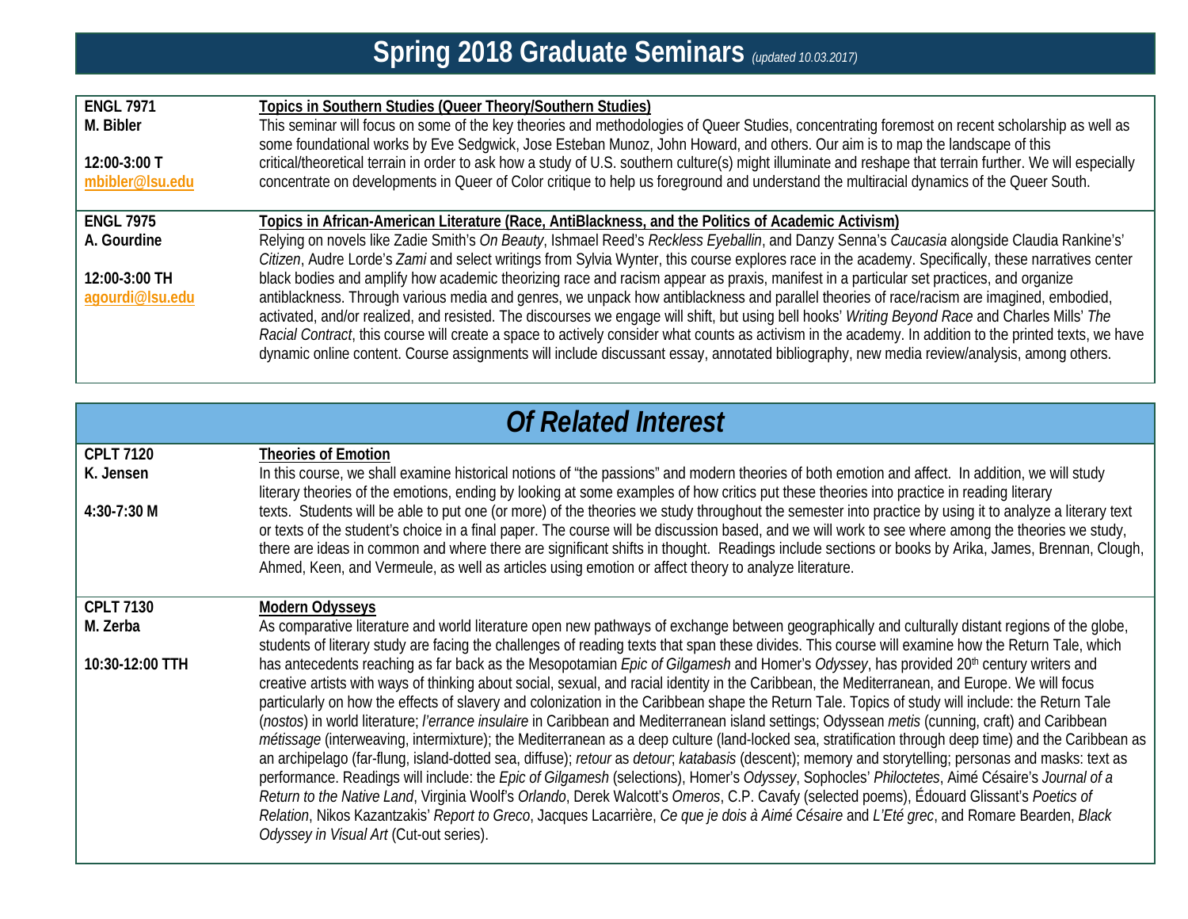# Spring 2018 Graduate Seminars *(updated 10.03.2017)*

| | |
|---|---|
| **ENGL 7971**<br>**M. Bibler**<br><br>**12:00-3:00 T**<br>**mbibler@lsu.edu** | **Topics in Southern Studies (Queer Theory/Southern Studies)**<br>This seminar will focus on some of the key theories and methodologies of Queer Studies, concentrating foremost on recent scholarship as well as some foundational works by Eve Sedgwick, Jose Esteban Munoz, John Howard, and others. Our aim is to map the landscape of this critical/theoretical terrain in order to ask how a study of U.S. southern culture(s) might illuminate and reshape that terrain further. We will especially concentrate on developments in Queer of Color critique to help us foreground and understand the multiracial dynamics of the Queer South. |
| **ENGL 7975**<br>**A. Gourdine**<br><br>**12:00-3:00 TH**<br>**agourdi@lsu.edu** | **Topics in African-American Literature (Race, AntiBlackness, and the Politics of Academic Activism)**<br>Relying on novels like Zadie Smith's *On Beauty*, Ishmael Reed's *Reckless Eyeballin*, and Danzy Senna's *Caucasia* alongside Claudia Rankine's' *Citizen*, Audre Lorde's *Zami* and select writings from Sylvia Wynter, this course explores race in the academy. Specifically, these narratives center black bodies and amplify how academic theorizing race and racism appear as praxis, manifest in a particular set practices, and organize antiblackness. Through various media and genres, we unpack how antiblackness and parallel theories of race/racism are imagined, embodied, activated, and/or realized, and resisted. The discourses we engage will shift, but using bell hooks' *Writing Beyond Race* and Charles Mills' *The Racial Contract*, this course will create a space to actively consider what counts as activism in the academy. In addition to the printed texts, we have dynamic online content. Course assignments will include discussant essay, annotated bibliography, new media review/analysis, among others. |

## *Of Related Interest*

| | |
|---|---|
| **CPLT 7120**<br>**K. Jensen**<br><br>**4:30-7:30 M** | **Theories of Emotion**<br>In this course, we shall examine historical notions of "the passions" and modern theories of both emotion and affect. In addition, we will study literary theories of the emotions, ending by looking at some examples of how critics put these theories into practice in reading literary texts. Students will be able to put one (or more) of the theories we study throughout the semester into practice by using it to analyze a literary text or texts of the student's choice in a final paper. The course will be discussion based, and we will work to see where among the theories we study, there are ideas in common and where there are significant shifts in thought. Readings include sections or books by Arika, James, Brennan, Clough, Ahmed, Keen, and Vermeule, as well as articles using emotion or affect theory to analyze literature. |
| **CPLT 7130**<br>**M. Zerba**<br><br>**10:30-12:00 TTH** | **Modern Odysseys**<br>As comparative literature and world literature open new pathways of exchange between geographically and culturally distant regions of the globe, students of literary study are facing the challenges of reading texts that span these divides. This course will examine how the Return Tale, which has antecedents reaching as far back as the Mesopotamian *Epic of Gilgamesh* and Homer's *Odyssey*, has provided 20th century writers and creative artists with ways of thinking about social, sexual, and racial identity in the Caribbean, the Mediterranean, and Europe. We will focus particularly on how the effects of slavery and colonization in the Caribbean shape the Return Tale. Topics of study will include: the Return Tale (*nostos*) in world literature; *l'errance insulaire* in Caribbean and Mediterranean island settings; Odyssean *metis* (cunning, craft) and Caribbean *métissage* (interweaving, intermixture); the Mediterranean as a deep culture (land-locked sea, stratification through deep time) and the Caribbean as an archipelago (far-flung, island-dotted sea, diffuse); *retour* as *detour*; *katabasis* (descent); memory and storytelling; personas and masks: text as performance. Readings will include: the *Epic of Gilgamesh* (selections), Homer's *Odyssey*, Sophocles' *Philoctetes*, Aimé Césaire's *Journal of a Return to the Native Land*, Virginia Woolf's *Orlando*, Derek Walcott's *Omeros*, C.P. Cavafy (selected poems), Édouard Glissant's *Poetics of Relation*, Nikos Kazantzakis' *Report to Greco*, Jacques Lacarrière, *Ce que je dois à Aimé Césaire* and *L'Eté grec*, and Romare Bearden, *Black Odyssey in Visual Art* (Cut-out series). |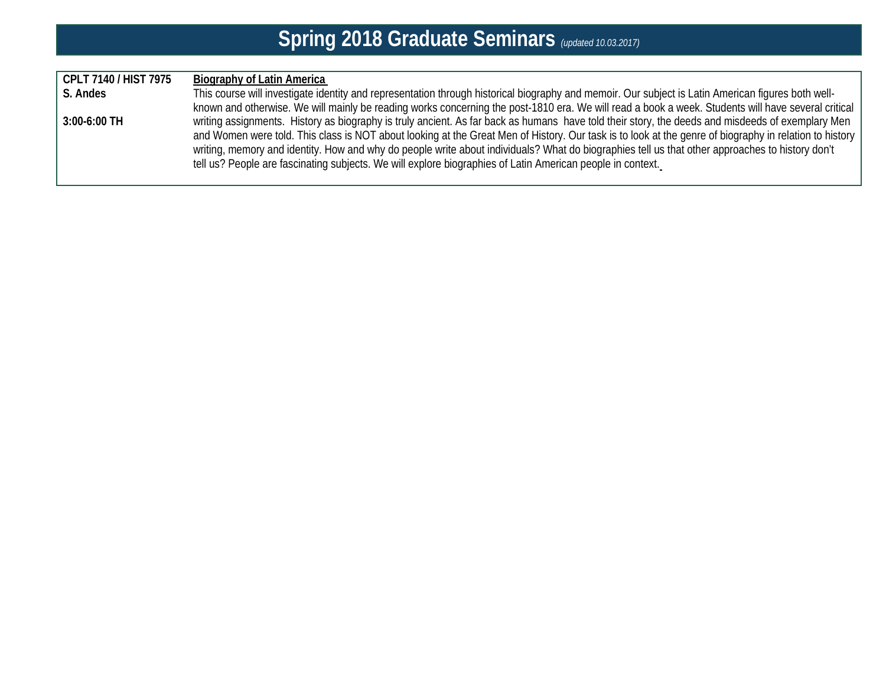# Spring 2018 Graduate Seminars *(updated 10.03.2017)*

| | |
|---|---|
| **CPLT 7140 / HIST 7975**<br>**S. Andes**<br><br>**3:00-6:00 TH** | **Biography of Latin America**<br>This course will investigate identity and representation through historical biography and memoir. Our subject is Latin American figures both well-known and otherwise. We will mainly be reading works concerning the post-1810 era. We will read a book a week. Students will have several critical writing assignments.  History as biography is truly ancient. As far back as humans  have told their story, the deeds and misdeeds of exemplary Men and Women were told. This class is NOT about looking at the Great Men of History. Our task is to look at the genre of biography in relation to history writing, memory and identity. How and why do people write about individuals? What do biographies tell us that other approaches to history don't tell us? People are fascinating subjects. We will explore biographies of Latin American people in context. |